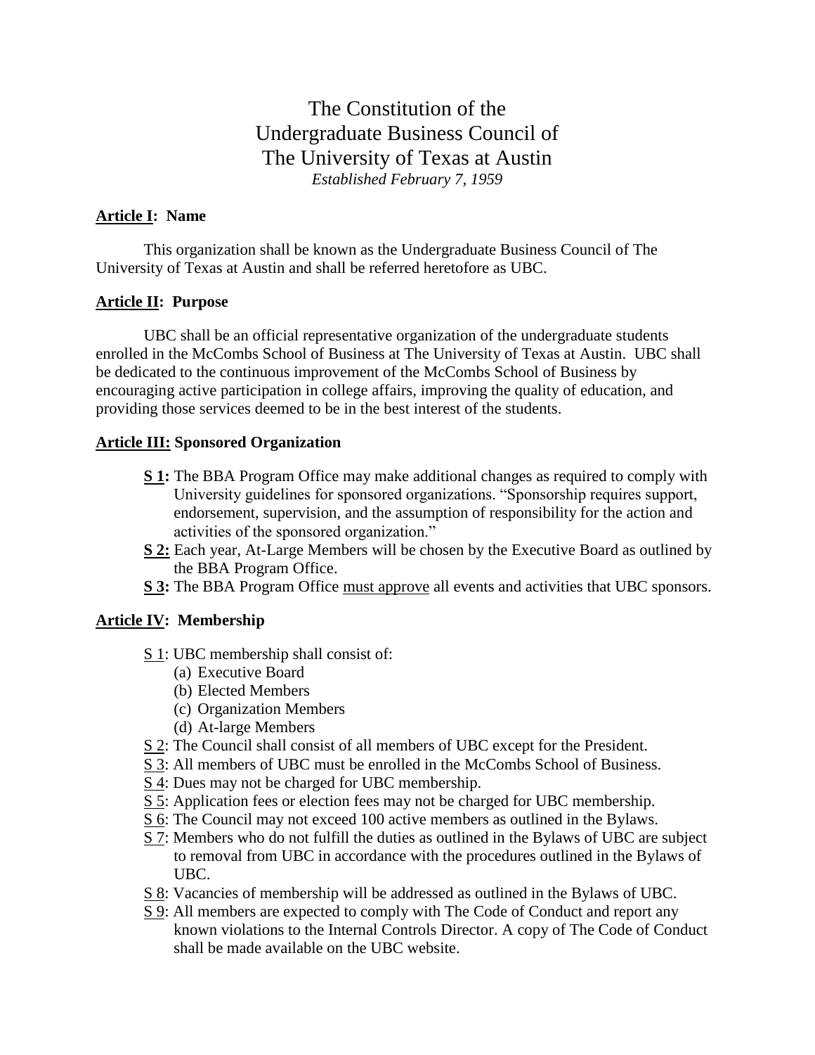# The Constitution of the Undergraduate Business Council of The University of Texas at Austin

*Established February 7, 1959*

## Article I: Name

This organization shall be known as the Undergraduate Business Council of The University of Texas at Austin and shall be referred heretofore as UBC.

## Article II: Purpose

UBC shall be an official representative organization of the undergraduate students enrolled in the McCombs School of Business at The University of Texas at Austin. UBC shall be dedicated to the continuous improvement of the McCombs School of Business by encouraging active participation in college affairs, improving the quality of education, and providing those services deemed to be in the best interest of the students.

## Article III: Sponsored Organization

- **S 1:** The BBA Program Office may make additional changes as required to comply with University guidelines for sponsored organizations. "Sponsorship requires support, endorsement, supervision, and the assumption of responsibility for the action and activities of the sponsored organization."
- **S 2:** Each year, At-Large Members will be chosen by the Executive Board as outlined by the BBA Program Office.
- **S 3:** The BBA Program Office must approve all events and activities that UBC sponsors.

## Article IV: Membership

- S 1: UBC membership shall consist of:
  - (a) Executive Board
  - (b) Elected Members
  - (c) Organization Members
  - (d) At-large Members
- S 2: The Council shall consist of all members of UBC except for the President.
- S 3: All members of UBC must be enrolled in the McCombs School of Business.
- S 4: Dues may not be charged for UBC membership.
- S 5: Application fees or election fees may not be charged for UBC membership.
- S 6: The Council may not exceed 100 active members as outlined in the Bylaws.
- S 7: Members who do not fulfill the duties as outlined in the Bylaws of UBC are subject to removal from UBC in accordance with the procedures outlined in the Bylaws of UBC.
- S 8: Vacancies of membership will be addressed as outlined in the Bylaws of UBC.
- S 9: All members are expected to comply with The Code of Conduct and report any known violations to the Internal Controls Director. A copy of The Code of Conduct shall be made available on the UBC website.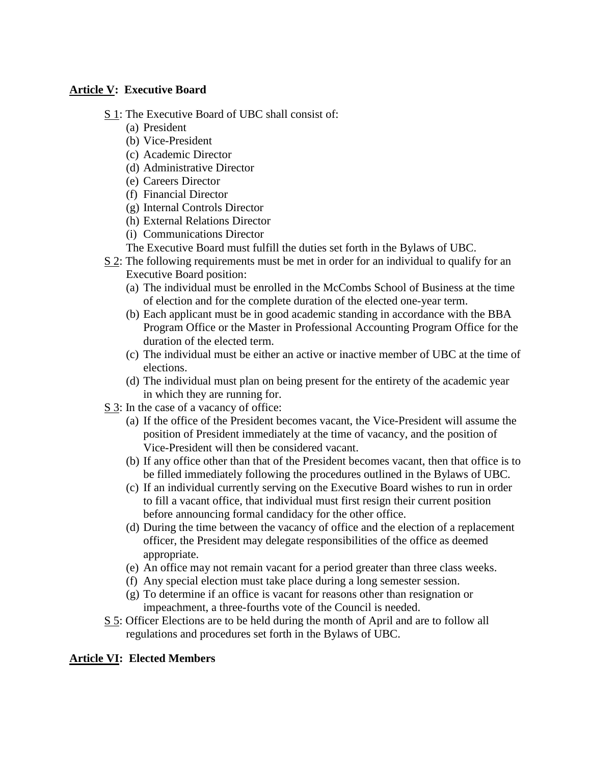**<u>Article V</u>: Executive Board**

<u>S 1</u>: The Executive Board of UBC shall consist of:

- (a) President
- (b) Vice-President
- (c) Academic Director
- (d) Administrative Director
- (e) Careers Director
- (f) Financial Director
- (g) Internal Controls Director
- (h) External Relations Director
- (i) Communications Director

The Executive Board must fulfill the duties set forth in the Bylaws of UBC.

<u>S 2</u>: The following requirements must be met in order for an individual to qualify for an Executive Board position:

- (a) The individual must be enrolled in the McCombs School of Business at the time of election and for the complete duration of the elected one-year term.
- (b) Each applicant must be in good academic standing in accordance with the BBA Program Office or the Master in Professional Accounting Program Office for the duration of the elected term.
- (c) The individual must be either an active or inactive member of UBC at the time of elections.
- (d) The individual must plan on being present for the entirety of the academic year in which they are running for.

<u>S 3</u>: In the case of a vacancy of office:

- (a) If the office of the President becomes vacant, the Vice-President will assume the position of President immediately at the time of vacancy, and the position of Vice-President will then be considered vacant.
- (b) If any office other than that of the President becomes vacant, then that office is to be filled immediately following the procedures outlined in the Bylaws of UBC.
- (c) If an individual currently serving on the Executive Board wishes to run in order to fill a vacant office, that individual must first resign their current position before announcing formal candidacy for the other office.
- (d) During the time between the vacancy of office and the election of a replacement officer, the President may delegate responsibilities of the office as deemed appropriate.
- (e) An office may not remain vacant for a period greater than three class weeks.
- (f) Any special election must take place during a long semester session.
- (g) To determine if an office is vacant for reasons other than resignation or impeachment, a three-fourths vote of the Council is needed.

<u>S 5</u>: Officer Elections are to be held during the month of April and are to follow all regulations and procedures set forth in the Bylaws of UBC.

**<u>Article VI</u>: Elected Members**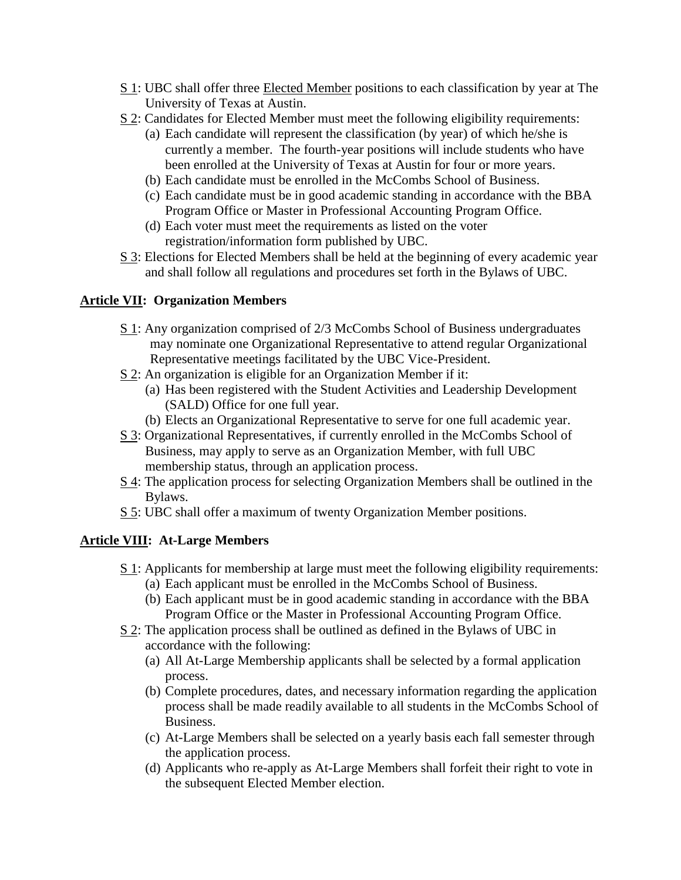<u>S 1</u>: UBC shall offer three <u>Elected Member</u> positions to each classification by year at The University of Texas at Austin.

<u>S 2</u>: Candidates for Elected Member must meet the following eligibility requirements:

(a) Each candidate will represent the classification (by year) of which he/she is currently a member. The fourth-year positions will include students who have been enrolled at the University of Texas at Austin for four or more years.

(b) Each candidate must be enrolled in the McCombs School of Business.

(c) Each candidate must be in good academic standing in accordance with the BBA Program Office or Master in Professional Accounting Program Office.

(d) Each voter must meet the requirements as listed on the voter registration/information form published by UBC.

<u>S 3</u>: Elections for Elected Members shall be held at the beginning of every academic year and shall follow all regulations and procedures set forth in the Bylaws of UBC.

## <u>Article VII</u>: Organization Members

<u>S 1</u>: Any organization comprised of 2/3 McCombs School of Business undergraduates may nominate one Organizational Representative to attend regular Organizational Representative meetings facilitated by the UBC Vice-President.

<u>S 2</u>: An organization is eligible for an Organization Member if it:

(a) Has been registered with the Student Activities and Leadership Development (SALD) Office for one full year.

(b) Elects an Organizational Representative to serve for one full academic year.

<u>S 3</u>: Organizational Representatives, if currently enrolled in the McCombs School of Business, may apply to serve as an Organization Member, with full UBC membership status, through an application process.

<u>S 4</u>: The application process for selecting Organization Members shall be outlined in the Bylaws.

<u>S 5</u>: UBC shall offer a maximum of twenty Organization Member positions.

## <u>Article VIII</u>: At-Large Members

<u>S 1</u>: Applicants for membership at large must meet the following eligibility requirements:

(a) Each applicant must be enrolled in the McCombs School of Business.

(b) Each applicant must be in good academic standing in accordance with the BBA Program Office or the Master in Professional Accounting Program Office.

<u>S 2</u>: The application process shall be outlined as defined in the Bylaws of UBC in accordance with the following:

(a) All At-Large Membership applicants shall be selected by a formal application process.

(b) Complete procedures, dates, and necessary information regarding the application process shall be made readily available to all students in the McCombs School of Business.

(c) At-Large Members shall be selected on a yearly basis each fall semester through the application process.

(d) Applicants who re-apply as At-Large Members shall forfeit their right to vote in the subsequent Elected Member election.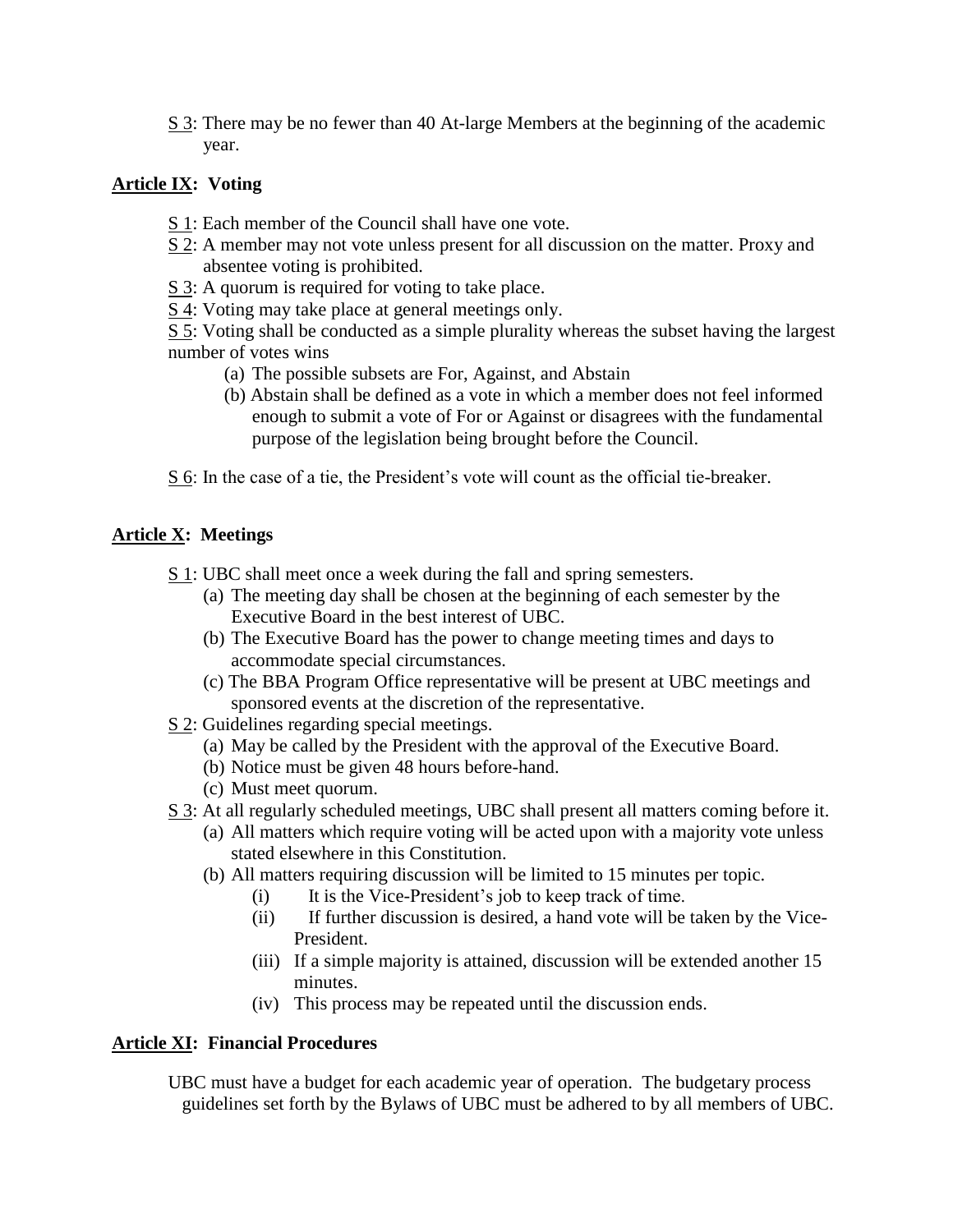S 3: There may be no fewer than 40 At-large Members at the beginning of the academic year.

**Article IX: Voting**

S 1: Each member of the Council shall have one vote.

S 2: A member may not vote unless present for all discussion on the matter. Proxy and absentee voting is prohibited.

S 3: A quorum is required for voting to take place.

S 4: Voting may take place at general meetings only.

S 5: Voting shall be conducted as a simple plurality whereas the subset having the largest number of votes wins

(a) The possible subsets are For, Against, and Abstain

(b) Abstain shall be defined as a vote in which a member does not feel informed enough to submit a vote of For or Against or disagrees with the fundamental purpose of the legislation being brought before the Council.

S 6: In the case of a tie, the President's vote will count as the official tie-breaker.

**Article X: Meetings**

S 1: UBC shall meet once a week during the fall and spring semesters.

(a) The meeting day shall be chosen at the beginning of each semester by the Executive Board in the best interest of UBC.

(b) The Executive Board has the power to change meeting times and days to accommodate special circumstances.

(c) The BBA Program Office representative will be present at UBC meetings and sponsored events at the discretion of the representative.

S 2: Guidelines regarding special meetings.

(a) May be called by the President with the approval of the Executive Board.

(b) Notice must be given 48 hours before-hand.

(c) Must meet quorum.

S 3: At all regularly scheduled meetings, UBC shall present all matters coming before it.

(a) All matters which require voting will be acted upon with a majority vote unless stated elsewhere in this Constitution.

(b) All matters requiring discussion will be limited to 15 minutes per topic.

(i) It is the Vice-President's job to keep track of time.

(ii) If further discussion is desired, a hand vote will be taken by the Vice-President.

(iii) If a simple majority is attained, discussion will be extended another 15 minutes.

(iv) This process may be repeated until the discussion ends.

**Article XI: Financial Procedures**

UBC must have a budget for each academic year of operation. The budgetary process guidelines set forth by the Bylaws of UBC must be adhered to by all members of UBC.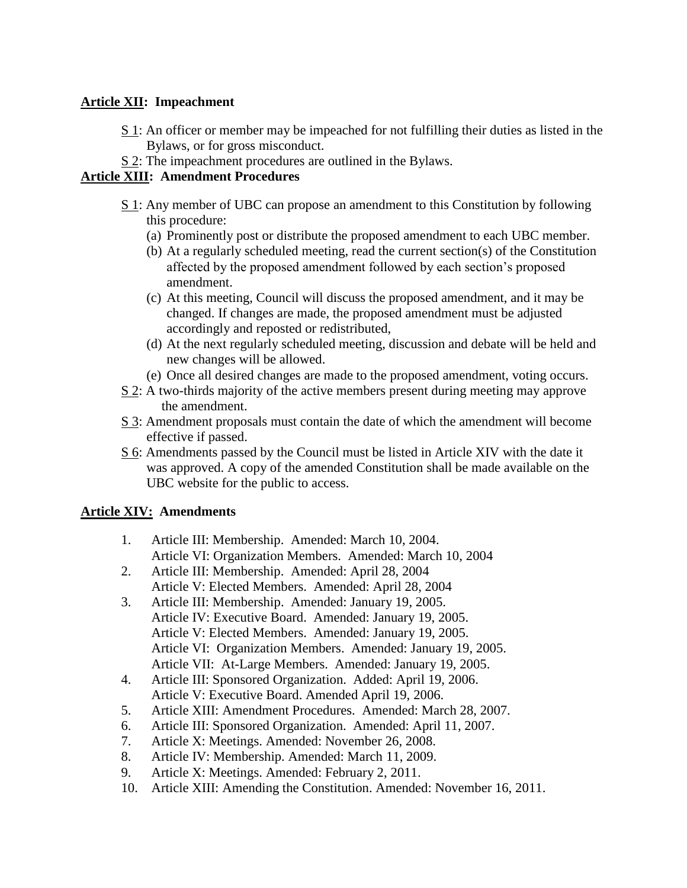## Article XII: Impeachment

S 1: An officer or member may be impeached for not fulfilling their duties as listed in the Bylaws, or for gross misconduct.

S 2: The impeachment procedures are outlined in the Bylaws.

## Article XIII: Amendment Procedures

S 1: Any member of UBC can propose an amendment to this Constitution by following this procedure:

(a) Prominently post or distribute the proposed amendment to each UBC member.
(b) At a regularly scheduled meeting, read the current section(s) of the Constitution affected by the proposed amendment followed by each section's proposed amendment.
(c) At this meeting, Council will discuss the proposed amendment, and it may be changed. If changes are made, the proposed amendment must be adjusted accordingly and reposted or redistributed,
(d) At the next regularly scheduled meeting, discussion and debate will be held and new changes will be allowed.
(e) Once all desired changes are made to the proposed amendment, voting occurs.

S 2: A two-thirds majority of the active members present during meeting may approve the amendment.

S 3: Amendment proposals must contain the date of which the amendment will become effective if passed.

S 6: Amendments passed by the Council must be listed in Article XIV with the date it was approved. A copy of the amended Constitution shall be made available on the UBC website for the public to access.

## Article XIV: Amendments

1. Article III: Membership. Amended: March 10, 2004.
   Article VI: Organization Members. Amended: March 10, 2004
2. Article III: Membership. Amended: April 28, 2004
   Article V: Elected Members. Amended: April 28, 2004
3. Article III: Membership. Amended: January 19, 2005.
   Article IV: Executive Board. Amended: January 19, 2005.
   Article V: Elected Members. Amended: January 19, 2005.
   Article VI: Organization Members. Amended: January 19, 2005.
   Article VII: At-Large Members. Amended: January 19, 2005.
4. Article III: Sponsored Organization. Added: April 19, 2006.
   Article V: Executive Board. Amended April 19, 2006.
5. Article XIII: Amendment Procedures. Amended: March 28, 2007.
6. Article III: Sponsored Organization. Amended: April 11, 2007.
7. Article X: Meetings. Amended: November 26, 2008.
8. Article IV: Membership. Amended: March 11, 2009.
9. Article X: Meetings. Amended: February 2, 2011.
10. Article XIII: Amending the Constitution. Amended: November 16, 2011.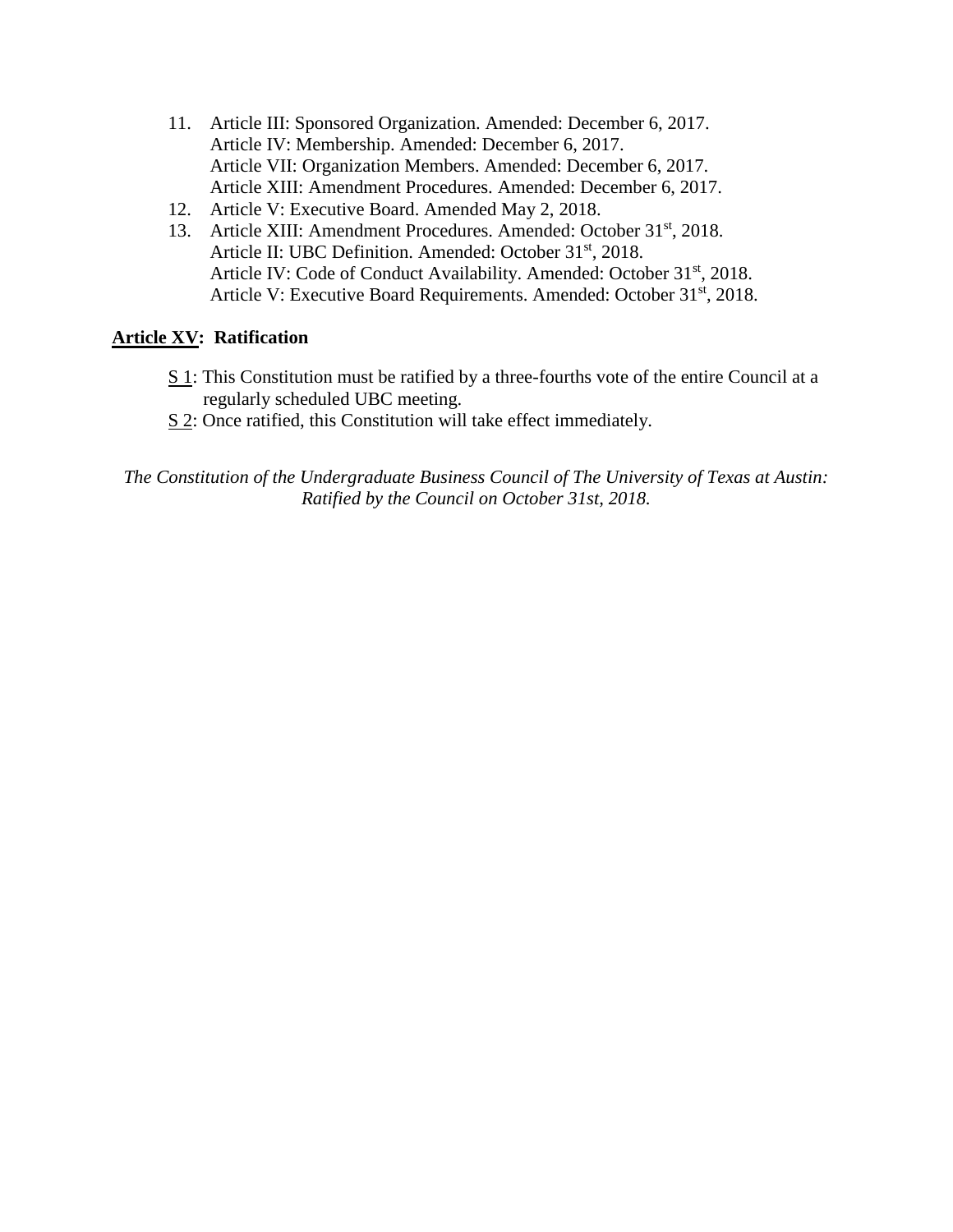11. Article III: Sponsored Organization. Amended: December 6, 2017.
    Article IV: Membership. Amended: December 6, 2017.
    Article VII: Organization Members. Amended: December 6, 2017.
    Article XIII: Amendment Procedures. Amended: December 6, 2017.
12. Article V: Executive Board. Amended May 2, 2018.
13. Article XIII: Amendment Procedures. Amended: October 31st, 2018.
    Article II: UBC Definition. Amended: October 31st, 2018.
    Article IV: Code of Conduct Availability. Amended: October 31st, 2018.
    Article V: Executive Board Requirements. Amended: October 31st, 2018.

## Article XV: Ratification

S 1: This Constitution must be ratified by a three-fourths vote of the entire Council at a regularly scheduled UBC meeting.

S 2: Once ratified, this Constitution will take effect immediately.

*The Constitution of the Undergraduate Business Council of The University of Texas at Austin: Ratified by the Council on October 31st, 2018.*